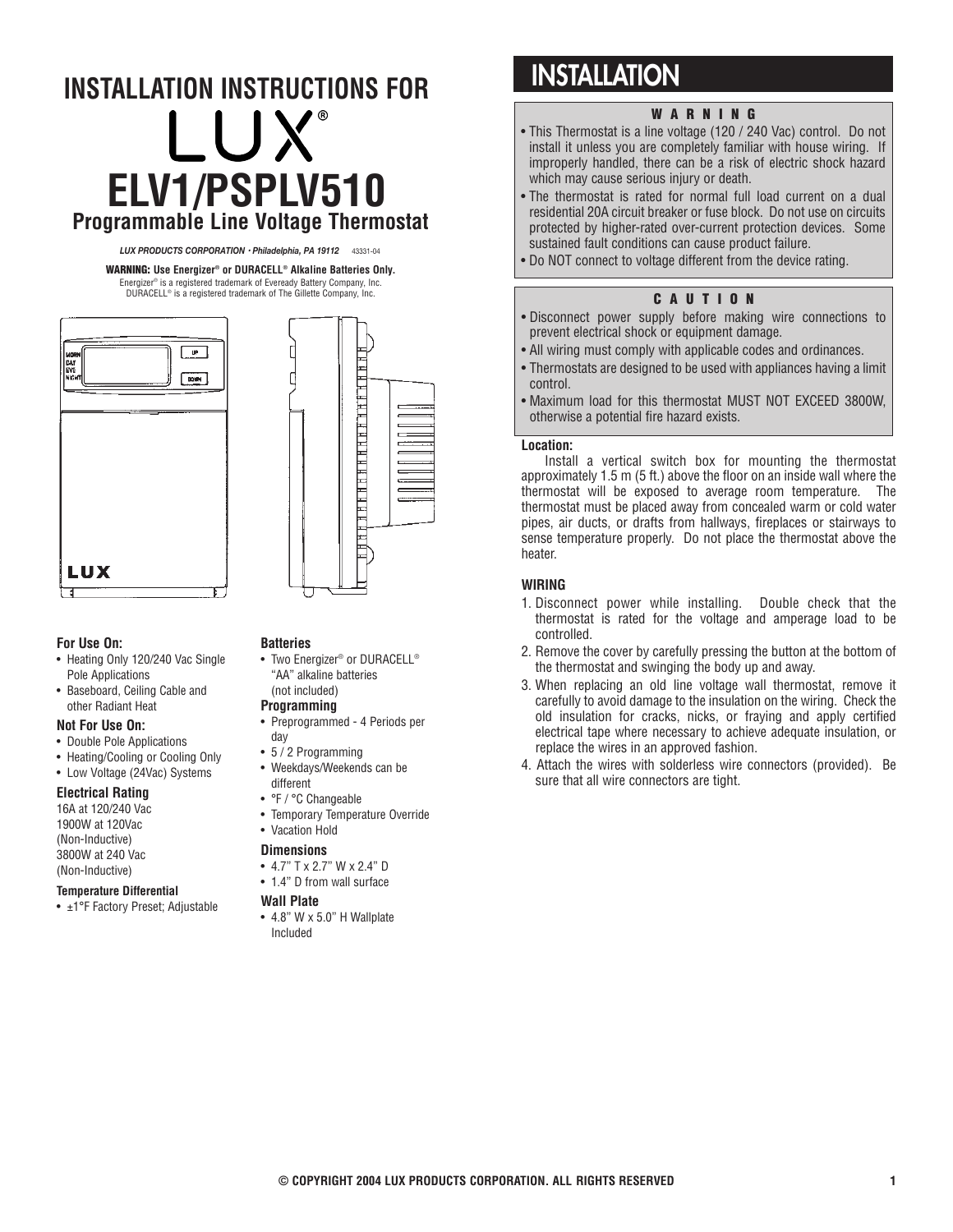# INSTALLATION INSTRUCTIONS FOR LUX®

# ELV1/PSPLV510

## Programmable Line Voltage Thermostat

*LUX PRODUCTS CORPORATION • Philadelphia, PA 19112* 43331-04

**WARNING: Use Energizer® or DURACELL® Alkaline Batteries Only.**
Energizer® is a registered trademark of Eveready Battery Company, Inc.
DURACELL® is a registered trademark of The Gillette Company, Inc.

### For Use On:
- Heating Only 120/240 Vac Single Pole Applications
- Baseboard, Ceiling Cable and other Radiant Heat

### Not For Use On:
- Double Pole Applications
- Heating/Cooling or Cooling Only
- Low Voltage (24Vac) Systems

### Electrical Rating
16A at 120/240 Vac
1900W at 120Vac
(Non-Inductive)
3800W at 240 Vac
(Non-Inductive)

### Temperature Differential
- ±1°F Factory Preset; Adjustable

### Batteries
- Two Energizer® or DURACELL® "AA" alkaline batteries (not included)

### Programming
- Preprogrammed - 4 Periods per day
- 5 / 2 Programming
- Weekdays/Weekends can be different
- °F / °C Changeable
- Temporary Temperature Override
- Vacation Hold

### Dimensions
- 4.7" T x 2.7" W x 2.4" D
- 1.4" D from wall surface

### Wall Plate
- 4.8" W x 5.0" H Wallplate Included

# INSTALLATION

**W A R N I N G**

- This Thermostat is a line voltage (120 / 240 Vac) control. Do not install it unless you are completely familiar with house wiring. If improperly handled, there can be a risk of electric shock hazard which may cause serious injury or death.
- The thermostat is rated for normal full load current on a dual residential 20A circuit breaker or fuse block. Do not use on circuits protected by higher-rated over-current protection devices. Some sustained fault conditions can cause product failure.
- Do NOT connect to voltage different from the device rating.

**C A U T I O N**

- Disconnect power supply before making wire connections to prevent electrical shock or equipment damage.
- All wiring must comply with applicable codes and ordinances.
- Thermostats are designed to be used with appliances having a limit control.
- Maximum load for this thermostat MUST NOT EXCEED 3800W, otherwise a potential fire hazard exists.

**Location:**

Install a vertical switch box for mounting the thermostat approximately 1.5 m (5 ft.) above the floor on an inside wall where the thermostat will be exposed to average room temperature. The thermostat must be placed away from concealed warm or cold water pipes, air ducts, or drafts from hallways, fireplaces or stairways to sense temperature properly. Do not place the thermostat above the heater.

### WIRING

1. Disconnect power while installing. Double check that the thermostat is rated for the voltage and amperage load to be controlled.
2. Remove the cover by carefully pressing the button at the bottom of the thermostat and swinging the body up and away.
3. When replacing an old line voltage wall thermostat, remove it carefully to avoid damage to the insulation on the wiring. Check the old insulation for cracks, nicks, or fraying and apply certified electrical tape where necessary to achieve adequate insulation, or replace the wires in an approved fashion.
4. Attach the wires with solderless wire connectors (provided). Be sure that all wire connectors are tight.

© COPYRIGHT 2004 LUX PRODUCTS CORPORATION. ALL RIGHTS RESERVED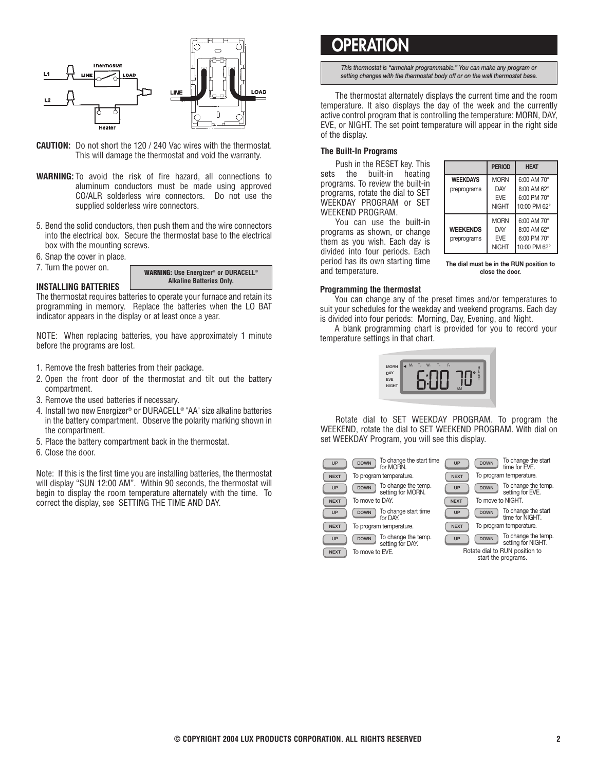**CAUTION:** Do not short the 120 / 240 Vac wires with the thermostat. This will damage the thermostat and void the warranty.

**WARNING:** To avoid the risk of fire hazard, all connections to aluminum conductors must be made using approved CO/ALR solderless wire connectors. Do not use the supplied solderless wire connectors.

5. Bend the solid conductors, then push them and the wire connectors into the electrical box. Secure the thermostat base to the electrical box with the mounting screws.
6. Snap the cover in place.
7. Turn the power on.

**WARNING: Use Energizer® or DURACELL® Alkaline Batteries Only.**

#### INSTALLING BATTERIES

The thermostat requires batteries to operate your furnace and retain its programming in memory. Replace the batteries when the LO BAT indicator appears in the display or at least once a year.

NOTE: When replacing batteries, you have approximately 1 minute before the programs are lost.

1. Remove the fresh batteries from their package.
2. Open the front door of the thermostat and tilt out the battery compartment.
3. Remove the used batteries if necessary.
4. Install two new Energizer® or DURACELL® "AA" size alkaline batteries in the battery compartment. Observe the polarity marking shown in the compartment.
5. Place the battery compartment back in the thermostat.
6. Close the door.

Note: If this is the first time you are installing batteries, the thermostat will display "SUN 12:00 AM". Within 90 seconds, the thermostat will begin to display the room temperature alternately with the time. To correct the display, see SETTING THE TIME AND DAY.

# OPERATION

*This thermostat is "armchair programmable." You can make any program or setting changes with the thermostat body off or on the wall thermostat base.*

The thermostat alternately displays the current time and the room temperature. It also displays the day of the week and the currently active control program that is controlling the temperature: MORN, DAY, EVE, or NIGHT. The set point temperature will appear in the right side of the display.

#### The Built-In Programs

Push in the RESET key. This sets the built-in heating programs. To review the built-in programs, rotate the dial to SET WEEKDAY PROGRAM or SET WEEKEND PROGRAM.

You can use the built-in programs as shown, or change them as you wish. Each day is divided into four periods. Each period has its own starting time and temperature.

| | PERIOD | HEAT |
|---|---|---|
| **WEEKDAYS** preprograms | MORN | 6:00 AM 70° |
| | DAY | 8:00 AM 62° |
| | EVE | 6:00 PM 70° |
| | NIGHT | 10:00 PM 62° |
| **WEEKENDS** preprograms | MORN | 6:00 AM 70° |
| | DAY | 8:00 AM 62° |
| | EVE | 6:00 PM 70° |
| | NIGHT | 10:00 PM 62° |

**The dial must be in the RUN position to close the door.**

#### Programming the thermostat

You can change any of the preset times and/or temperatures to suit your schedules for the weekday and weekend programs. Each day is divided into four periods: Morning, Day, Evening, and Night.

A blank programming chart is provided for you to record your temperature settings in that chart.

Rotate dial to SET WEEKDAY PROGRAM. To program the WEEKEND, rotate the dial to SET WEEKEND PROGRAM. With dial on set WEEKDAY Program, you will see this display.

| Keys | Action |
|---|---|
| UP / DOWN | To change the start time for MORN. |
| NEXT | To program temperature. |
| UP / DOWN | To change the temp. setting for MORN. |
| NEXT | To move to DAY. |
| UP / DOWN | To change start time for DAY. |
| NEXT | To program temperature. |
| UP / DOWN | To change the temp. setting for DAY. |
| NEXT | To move to EVE. |
| UP / DOWN | To change the start time for EVE. |
| NEXT | To program temperature. |
| UP / DOWN | To change the temp. setting for EVE. |
| NEXT | To move to NIGHT. |
| UP / DOWN | To change the start time for NIGHT. |
| NEXT | To program temperature. |
| UP / DOWN | To change the temp. setting for NIGHT. |
| | Rotate dial to RUN position to start the programs. |

© COPYRIGHT 2004 LUX PRODUCTS CORPORATION. ALL RIGHTS RESERVED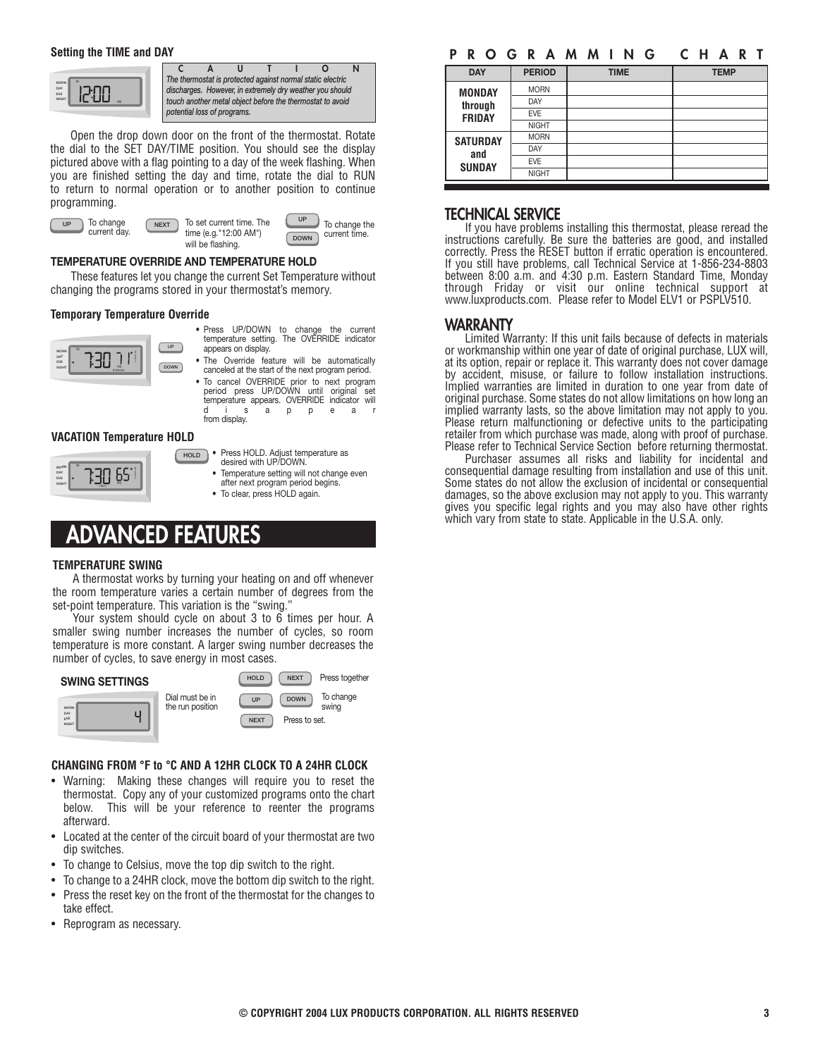### Setting the TIME and DAY

MORN DAY EVE NIGHT 12:00 AM

**CAUTION**

*The thermostat is protected against normal static electric discharges. However, in extremely dry weather you should touch another metal object before the thermostat to avoid potential loss of programs.*

Open the drop down door on the front of the thermostat. Rotate the dial to the SET DAY/TIME position. You should see the display pictured above with a flag pointing to a day of the week flashing. When you are finished setting the day and time, rotate the dial to RUN to return to normal operation or to another position to continue programming.

UP To change current day.

NEXT To set current time. The time (e.g."12:00 AM") will be flashing.

UP DOWN To change the current time.

### TEMPERATURE OVERRIDE AND TEMPERATURE HOLD

These features let you change the current Set Temperature without changing the programs stored in your thermostat's memory.

#### Temporary Temperature Override

MORN DAY EVE NIGHT 7:30 71° PM Override

UP DOWN

- Press UP/DOWN to change the current temperature setting. The OVERRIDE indicator appears on display.
- The Override feature will be automatically canceled at the start of the next program period.
- To cancel OVERRIDE prior to next program period press UP/DOWN until original set temperature appears. OVERRIDE indicator will disappear from display.

#### VACATION Temperature HOLD

MORN DAY EVE NIGHT 7:30 65° PM HOLD

HOLD

- Press HOLD. Adjust temperature as desired with UP/DOWN.
- Temperature setting will not change even after next program period begins.
- To clear, press HOLD again.

## ADVANCED FEATURES

### TEMPERATURE SWING

A thermostat works by turning your heating on and off whenever the room temperature varies a certain number of degrees from the set-point temperature. This variation is the "swing."

Your system should cycle on about 3 to 6 times per hour. A smaller swing number increases the number of cycles, so room temperature is more constant. A larger swing number decreases the number of cycles, to save energy in most cases.

#### SWING SETTINGS

MORN DAY EVE NIGHT 4

Dial must be in the run position

HOLD NEXT Press together

UP DOWN To change swing

NEXT Press to set.

### CHANGING FROM °F to °C AND A 12HR CLOCK TO A 24HR CLOCK

- Warning: Making these changes will require you to reset the thermostat. Copy any of your customized programs onto the chart below. This will be your reference to reenter the programs afterward.
- Located at the center of the circuit board of your thermostat are two dip switches.
- To change to Celsius, move the top dip switch to the right.
- To change to a 24HR clock, move the bottom dip switch to the right.
- Press the reset key on the front of the thermostat for the changes to take effect.
- Reprogram as necessary.

## PROGRAMMING CHART

| DAY | PERIOD | TIME | TEMP |
|---|---|---|---|
| **MONDAY through FRIDAY** | MORN | | |
| | DAY | | |
| | EVE | | |
| | NIGHT | | |
| **SATURDAY and SUNDAY** | MORN | | |
| | DAY | | |
| | EVE | | |
| | NIGHT | | |

## TECHNICAL SERVICE

If you have problems installing this thermostat, please reread the instructions carefully. Be sure the batteries are good, and installed correctly. Press the RESET button if erratic operation is encountered. If you still have problems, call Technical Service at 1-856-234-8803 between 8:00 a.m. and 4:30 p.m. Eastern Standard Time, Monday through Friday or visit our online technical support at www.luxproducts.com. Please refer to Model ELV1 or PSPLV510.

## WARRANTY

Limited Warranty: If this unit fails because of defects in materials or workmanship within one year of date of original purchase, LUX will, at its option, repair or replace it. This warranty does not cover damage by accident, misuse, or failure to follow installation instructions. Implied warranties are limited in duration to one year from date of original purchase. Some states do not allow limitations on how long an implied warranty lasts, so the above limitation may not apply to you. Please return malfunctioning or defective units to the participating retailer from which purchase was made, along with proof of purchase. Please refer to Technical Service Section before returning thermostat.

Purchaser assumes all risks and liability for incidental and consequential damage resulting from installation and use of this unit. Some states do not allow the exclusion of incidental or consequential damages, so the above exclusion may not apply to you. This warranty gives you specific legal rights and you may also have other rights which vary from state to state. Applicable in the U.S.A. only.

© COPYRIGHT 2004 LUX PRODUCTS CORPORATION. ALL RIGHTS RESERVED